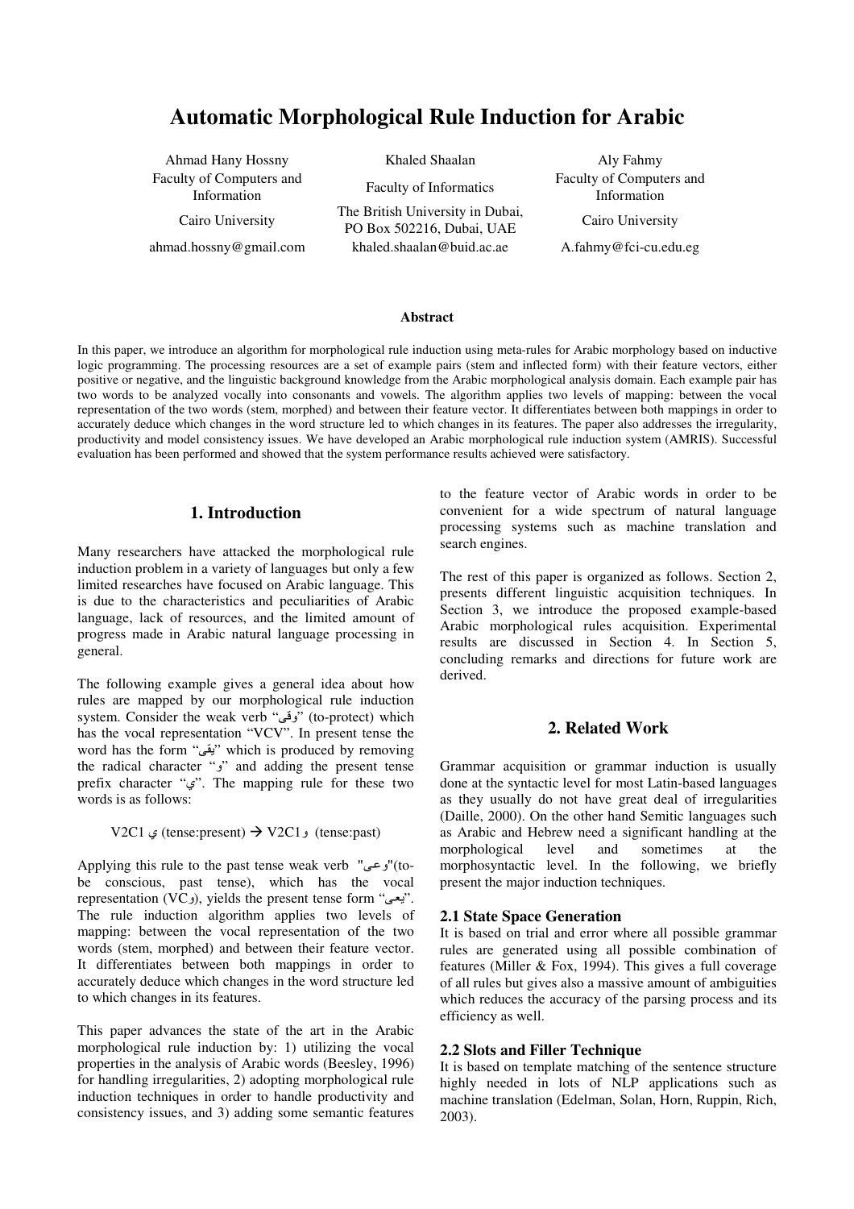# Automatic Morphological Rule Induction for Arabic

Ahmad Hany Hossny
Faculty of Computers and Information
Cairo University
ahmad.hossny@gmail.com

Khaled Shaalan
Faculty of Informatics
The British University in Dubai, PO Box 502216, Dubai, UAE
khaled.shaalan@buid.ac.ae

Aly Fahmy
Faculty of Computers and Information
Cairo University
A.fahmy@fci-cu.edu.eg

### Abstract

In this paper, we introduce an algorithm for morphological rule induction using meta-rules for Arabic morphology based on inductive logic programming. The processing resources are a set of example pairs (stem and inflected form) with their feature vectors, either positive or negative, and the linguistic background knowledge from the Arabic morphological analysis domain. Each example pair has two words to be analyzed vocally into consonants and vowels. The algorithm applies two levels of mapping: between the vocal representation of the two words (stem, morphed) and between their feature vector. It differentiates between both mappings in order to accurately deduce which changes in the word structure led to which changes in its features. The paper also addresses the irregularity, productivity and model consistency issues. We have developed an Arabic morphological rule induction system (AMRIS). Successful evaluation has been performed and showed that the system performance results achieved were satisfactory.

## 1. Introduction

Many researchers have attacked the morphological rule induction problem in a variety of languages but only a few limited researches have focused on Arabic language. This is due to the characteristics and peculiarities of Arabic language, lack of resources, and the limited amount of progress made in Arabic natural language processing in general.

The following example gives a general idea about how rules are mapped by our morphological rule induction system. Consider the weak verb "وقى" (to-protect) which has the vocal representation "VCV". In present tense the word has the form "يقى" which is produced by removing the radical character "و" and adding the present tense prefix character "ي". The mapping rule for these two words is as follows:

V2C1 ي (tense:present) → V2C1 و (tense:past)

Applying this rule to the past tense weak verb "وعى"(to-be conscious, past tense), which has the vocal representation (VCو), yields the present tense form "يعى". The rule induction algorithm applies two levels of mapping: between the vocal representation of the two words (stem, morphed) and between their feature vector. It differentiates between both mappings in order to accurately deduce which changes in the word structure led to which changes in its features.

This paper advances the state of the art in the Arabic morphological rule induction by: 1) utilizing the vocal properties in the analysis of Arabic words (Beesley, 1996) for handling irregularities, 2) adopting morphological rule induction techniques in order to handle productivity and consistency issues, and 3) adding some semantic features to the feature vector of Arabic words in order to be convenient for a wide spectrum of natural language processing systems such as machine translation and search engines.

The rest of this paper is organized as follows. Section 2, presents different linguistic acquisition techniques. In Section 3, we introduce the proposed example-based Arabic morphological rules acquisition. Experimental results are discussed in Section 4. In Section 5, concluding remarks and directions for future work are derived.

## 2. Related Work

Grammar acquisition or grammar induction is usually done at the syntactic level for most Latin-based languages as they usually do not have great deal of irregularities (Daille, 2000). On the other hand Semitic languages such as Arabic and Hebrew need a significant handling at the morphological level and sometimes at the morphosyntactic level. In the following, we briefly present the major induction techniques.

### 2.1 State Space Generation

It is based on trial and error where all possible grammar rules are generated using all possible combination of features (Miller & Fox, 1994). This gives a full coverage of all rules but gives also a massive amount of ambiguities which reduces the accuracy of the parsing process and its efficiency as well.

### 2.2 Slots and Filler Technique

It is based on template matching of the sentence structure highly needed in lots of NLP applications such as machine translation (Edelman, Solan, Horn, Ruppin, Rich, 2003).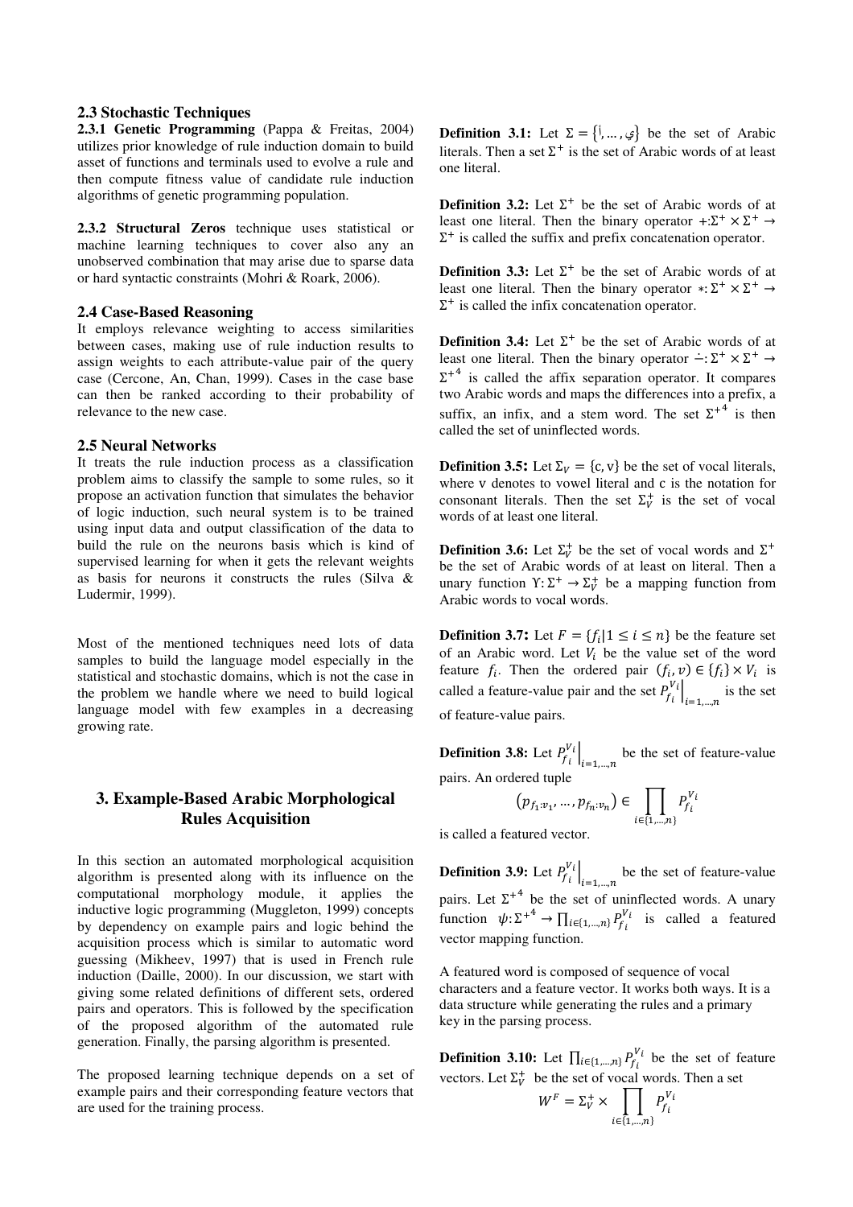### 2.3 Stochastic Techniques

**2.3.1 Genetic Programming** (Pappa & Freitas, 2004) utilizes prior knowledge of rule induction domain to build asset of functions and terminals used to evolve a rule and then compute fitness value of candidate rule induction algorithms of genetic programming population.

**2.3.2 Structural Zeros** technique uses statistical or machine learning techniques to cover also any an unobserved combination that may arise due to sparse data or hard syntactic constraints (Mohri & Roark, 2006).

### 2.4 Case-Based Reasoning

It employs relevance weighting to access similarities between cases, making use of rule induction results to assign weights to each attribute-value pair of the query case (Cercone, An, Chan, 1999). Cases in the case base can then be ranked according to their probability of relevance to the new case.

### 2.5 Neural Networks

It treats the rule induction process as a classification problem aims to classify the sample to some rules, so it propose an activation function that simulates the behavior of logic induction, such neural system is to be trained using input data and output classification of the data to build the rule on the neurons basis which is kind of supervised learning for when it gets the relevant weights as basis for neurons it constructs the rules (Silva & Ludermir, 1999).

Most of the mentioned techniques need lots of data samples to build the language model especially in the statistical and stochastic domains, which is not the case in the problem we handle where we need to build logical language model with few examples in a decreasing growing rate.

## 3. Example-Based Arabic Morphological Rules Acquisition

In this section an automated morphological acquisition algorithm is presented along with its influence on the computational morphology module, it applies the inductive logic programming (Muggleton, 1999) concepts by dependency on example pairs and logic behind the acquisition process which is similar to automatic word guessing (Mikheev, 1997) that is used in French rule induction (Daille, 2000). In our discussion, we start with giving some related definitions of different sets, ordered pairs and operators. This is followed by the specification of the proposed algorithm of the automated rule generation. Finally, the parsing algorithm is presented.

The proposed learning technique depends on a set of example pairs and their corresponding feature vectors that are used for the training process.

**Definition 3.1:** Let $\Sigma = \{\text{ا}, \dots, \text{ي}\}$ be the set of Arabic literals. Then a set $\Sigma^+$ is the set of Arabic words of at least one literal.

**Definition 3.2:** Let $\Sigma^+$ be the set of Arabic words of at least one literal. Then the binary operator $+: \Sigma^+ \times \Sigma^+ \rightarrow \Sigma^+$ is called the suffix and prefix concatenation operator.

**Definition 3.3:** Let $\Sigma^+$ be the set of Arabic words of at least one literal. Then the binary operator $*: \Sigma^+ \times \Sigma^+ \rightarrow \Sigma^+$ is called the infix concatenation operator.

**Definition 3.4:** Let $\Sigma^+$ be the set of Arabic words of at least one literal. Then the binary operator $\dot{-}: \Sigma^+ \times \Sigma^+ \rightarrow \Sigma^{+^4}$ is called the affix separation operator. It compares two Arabic words and maps the differences into a prefix, a suffix, an infix, and a stem word. The set $\Sigma^{+^4}$ is then called the set of uninflected words.

**Definition 3.5:** Let $\Sigma_V = \{\mathrm{c}, \mathrm{v}\}$ be the set of vocal literals, where v denotes to vowel literal and c is the notation for consonant literals. Then the set $\Sigma_V^+$ is the set of vocal words of at least one literal.

**Definition 3.6:** Let $\Sigma_V^+$ be the set of vocal words and $\Sigma^+$ be the set of Arabic words of at least on literal. Then a unary function $\Upsilon: \Sigma^+ \rightarrow \Sigma_V^+$ be a mapping function from Arabic words to vocal words.

**Definition 3.7:** Let $F = \{f_i | 1 \leq i \leq n\}$ be the feature set of an Arabic word. Let $V_i$ be the value set of the word feature $f_i$. Then the ordered pair $(f_i, v) \in \{f_i\} \times V_i$ is called a feature-value pair and the set $P_{f_i}^{V_i}\Big|_{i=1,\dots,n}$ is the set of feature-value pairs.

**Definition 3.8:** Let $P_{f_i}^{V_i}\Big|_{i=1,\dots,n}$ be the set of feature-value pairs. An ordered tuple

$$\left(p_{f_1:v_1}, \dots, p_{f_n:v_n}\right) \in \prod_{i \in \{1,\dots,n\}} P_{f_i}^{V_i}$$

is called a featured vector.

**Definition 3.9:** Let $P_{f_i}^{V_i}\Big|_{i=1,\dots,n}$ be the set of feature-value pairs. Let $\Sigma^{+^4}$ be the set of uninflected words. A unary function $\psi: \Sigma^{+^4} \rightarrow \prod_{i \in \{1,\dots,n\}} P_{f_i}^{V_i}$ is called a featured vector mapping function.

A featured word is composed of sequence of vocal characters and a feature vector. It works both ways. It is a data structure while generating the rules and a primary key in the parsing process.

**Definition 3.10:** Let $\prod_{i \in \{1,\dots,n\}} P_{f_i}^{V_i}$ be the set of feature vectors. Let $\Sigma_V^+$ be the set of vocal words. Then a set

$$W^F = \Sigma_V^+ \times \prod_{i \in \{1,\dots,n\}} P_{f_i}^{V_i}$$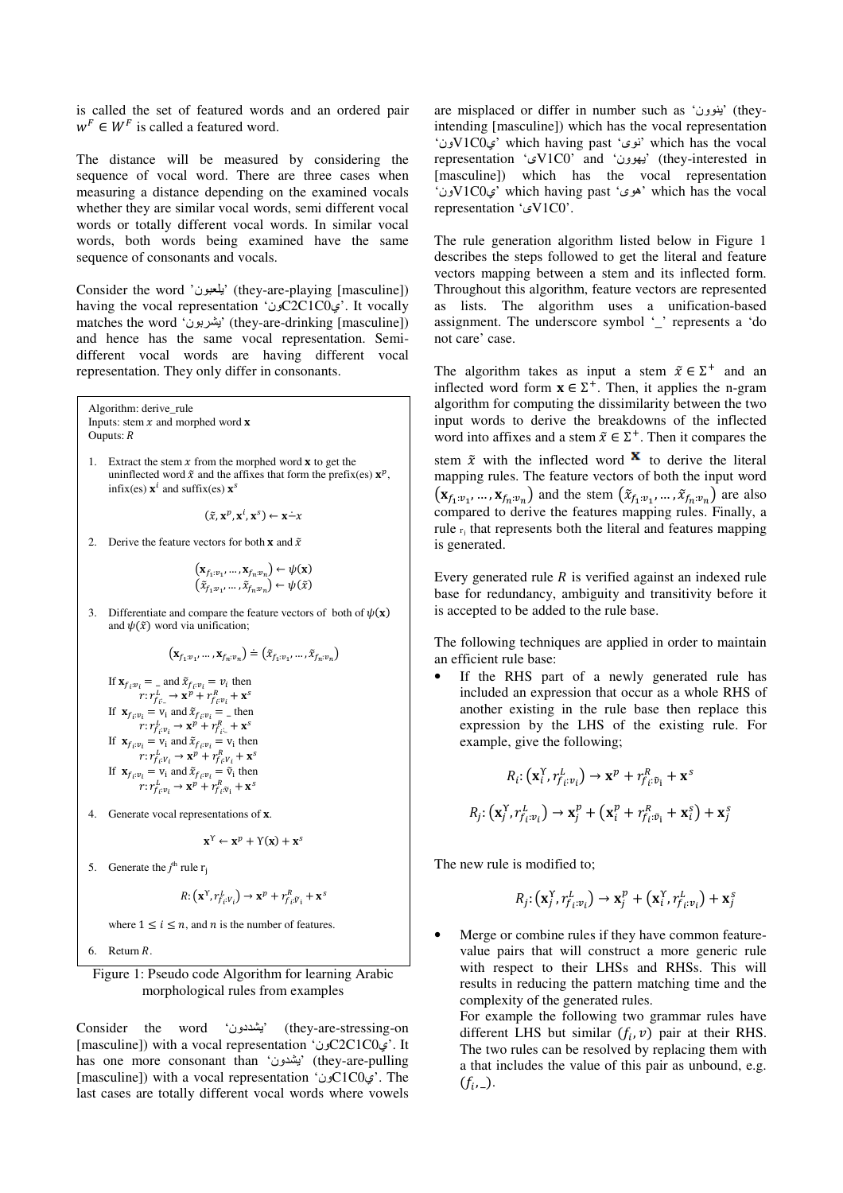is called the set of featured words and an ordered pair $w^F \in W^F$ is called a featured word.

The distance will be measured by considering the sequence of vocal word. There are three cases when measuring a distance depending on the examined vocals whether they are similar vocal words, semi different vocal words or totally different vocal words. In similar vocal words, both words being examined have the same sequence of consonants and vocals.

Consider the word 'يلعبون' (they-are-playing [masculine]) having the vocal representation 'يC2C1C0ون'. It vocally matches the word 'يشربون' (they-are-drinking [masculine]) and hence has the same vocal representation. Semi-different vocal words are having different vocal representation. They only differ in consonants.

```
Algorithm: derive_rule
Inputs: stem x and morphed word x
Ouputs: R
```

1. Extract the stem $x$ from the morphed word $\mathbf{x}$ to get the uninflected word $\tilde{x}$ and the affixes that form the prefix(es) $\mathbf{x}^p$, infix(es) $\mathbf{x}^i$ and suffix(es) $\mathbf{x}^s$

$$(\tilde{x}, \mathbf{x}^p, \mathbf{x}^i, \mathbf{x}^s) \leftarrow \mathbf{x} \dot{-} x$$

2. Derive the feature vectors for both $\mathbf{x}$ and $\tilde{x}$

$$(\mathbf{x}_{f_1:v_1}, \dots, \mathbf{x}_{f_n:v_n}) \leftarrow \psi(\mathbf{x})$$
$$(\tilde{x}_{f_1:v_1}, \dots, \tilde{x}_{f_n:v_n}) \leftarrow \psi(\tilde{x})$$

3. Differentiate and compare the feature vectors of both of $\psi(\mathbf{x})$ and $\psi(\tilde{x})$ word via unification;

$$(\mathbf{x}_{f_1:v_1}, \dots, \mathbf{x}_{f_n:v_n}) \doteq (\tilde{x}_{f_1:v_1}, \dots, \tilde{x}_{f_n:v_n})$$

If $\mathbf{x}_{f_i:v_i} = \_$ and $\tilde{x}_{f_i:v_i} = v_i$ then
$r: r^L_{f_i:\_} \rightarrow \mathbf{x}^p + r^R_{f_i:v_i} + \mathbf{x}^s$
If $\mathbf{x}_{f_i:v_i} = v_i$ and $\tilde{x}_{f_i:v_i} = \_$ then
$r: r^L_{f_i:v_i} \rightarrow \mathbf{x}^p + r^R_{f_i:\_} + \mathbf{x}^s$
If $\mathbf{x}_{f_i:v_i} = v_i$ and $\tilde{x}_{f_i:v_i} = v_i$ then
$r: r^L_{f_i:v_i} \rightarrow \mathbf{x}^p + r^R_{f_i:v_i} + \mathbf{x}^s$
If $\mathbf{x}_{f_i:v_i} = v_i$ and $\tilde{x}_{f_i:v_i} = \bar{v}_i$ then
$r: r^L_{f_i:v_i} \rightarrow \mathbf{x}^p + r^R_{f_i:\bar{v}_i} + \mathbf{x}^s$

4. Generate vocal representations of $\mathbf{x}$.

$$\mathbf{x}^{\Upsilon} \leftarrow \mathbf{x}^p + \Upsilon(\mathbf{x}) + \mathbf{x}^s$$

5. Generate the $j^{th}$ rule $r_j$

$$R: (\mathbf{x}^{\Upsilon}, r^L_{f_i:v_i}) \rightarrow \mathbf{x}^p + r^R_{f_i:\bar{v}_i} + \mathbf{x}^s$$

where $1 \le i \le n$, and $n$ is the number of features.

6. Return $R$.

Figure 1: Pseudo code Algorithm for learning Arabic morphological rules from examples

Consider the word 'يشددون' (they-are-stressing-on [masculine]) with a vocal representation 'يC2C1C0ون'. It has one more consonant than 'يشدون' (they-are-pulling [masculine]) with a vocal representation 'يC1C0ون'. The last cases are totally different vocal words where vowels are misplaced or differ in number such as 'ينوون' (they-intending [masculine]) which has the vocal representation 'يV1C0ون' which having past 'نوى' which has the vocal representation 'ىV1C0' and 'يهوون' (they-interested in [masculine]) which has the vocal representation 'يV1C0ون' which having past 'هوى' which has the vocal representation 'ىV1C0'.

The rule generation algorithm listed below in Figure 1 describes the steps followed to get the literal and feature vectors mapping between a stem and its inflected form. Throughout this algorithm, feature vectors are represented as lists. The algorithm uses a unification-based assignment. The underscore symbol '_' represents a 'do not care' case.

The algorithm takes as input a stem $\tilde{x} \in \Sigma^+$ and an inflected word form $\mathbf{x} \in \Sigma^+$. Then, it applies the n-gram algorithm for computing the dissimilarity between the two input words to derive the breakdowns of the inflected word into affixes and a stem $\tilde{x} \in \Sigma^+$. Then it compares the stem $\tilde{x}$ with the inflected word $\mathbf{x}$ to derive the literal mapping rules. The feature vectors of both the input word $(\mathbf{x}_{f_1:v_1}, \dots, \mathbf{x}_{f_n:v_n})$ and the stem $(\tilde{x}_{f_1:v_1}, \dots, \tilde{x}_{f_n:v_n})$ are also compared to derive the features mapping rules. Finally, a rule $r_j$ that represents both the literal and features mapping is generated.

Every generated rule $R$ is verified against an indexed rule base for redundancy, ambiguity and transitivity before it is accepted to be added to the rule base.

The following techniques are applied in order to maintain an efficient rule base:

- If the RHS part of a newly generated rule has included an expression that occur as a whole RHS of another existing in the rule base then replace this expression by the LHS of the existing rule. For example, give the following;

$$R_i: (\mathbf{x}^{\Upsilon}_i, r^L_{f_i:v_i}) \rightarrow \mathbf{x}^p + r^R_{f_i:\bar{v}_i} + \mathbf{x}^s$$

$$R_j: (\mathbf{x}^{\Upsilon}_j, r^L_{f_i:v_i}) \rightarrow \mathbf{x}^p_j + (\mathbf{x}^p_i + r^R_{f_i:\bar{v}_i} + \mathbf{x}^s_i) + \mathbf{x}^s_j$$

The new rule is modified to;

$$R_j: (\mathbf{x}^{\Upsilon}_j, r^L_{f_i:v_i}) \rightarrow \mathbf{x}^p_j + (\mathbf{x}^{\Upsilon}_i, r^L_{f_i:v_i}) + \mathbf{x}^s_j$$

- Merge or combine rules if they have common feature-value pairs that will construct a more generic rule with respect to their LHSs and RHSs. This will results in reducing the pattern matching time and the complexity of the generated rules.
  For example the following two grammar rules have different LHS but similar $(f_i, v)$ pair at their RHS. The two rules can be resolved by replacing them with a that includes the value of this pair as unbound, e.g. $(f_i, \_)$.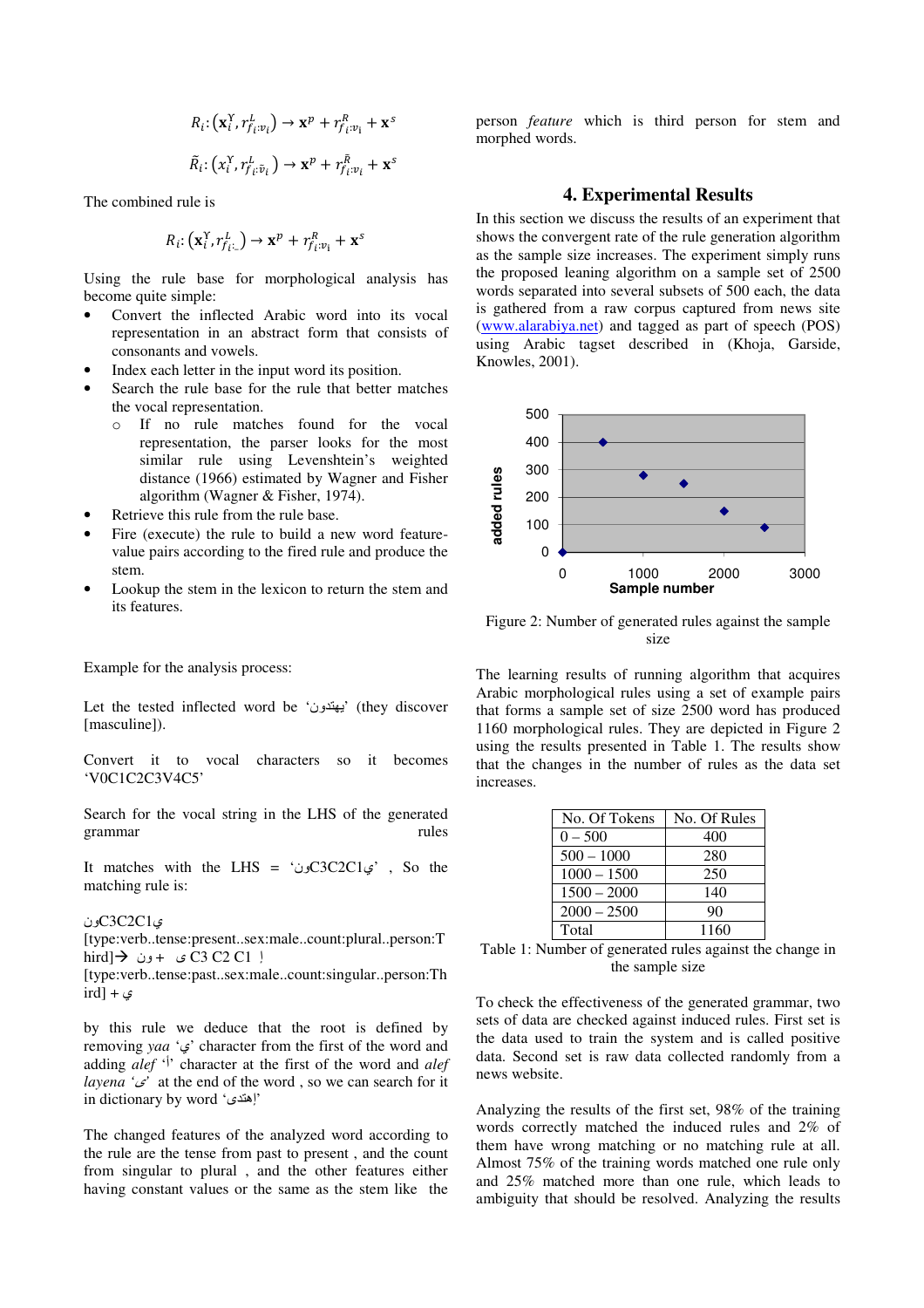$$R_i: \left(\mathbf{x}_i^{\Upsilon}, r_{f_{i}:v_i}^{L}\right) \rightarrow \mathbf{x}^p + r_{f_i:v_i}^{R} + \mathbf{x}^s$$

$$\tilde{R}_i: \left(x_i^{\Upsilon}, r_{f_i:\bar{v}_i}^{L}\right) \rightarrow \mathbf{x}^p + r_{f_i:v_i}^{\bar{R}} + \mathbf{x}^s$$

The combined rule is

$$R_i: \left(\mathbf{x}_i^{\Upsilon}, r_{f_i:\_}^{L}\right) \rightarrow \mathbf{x}^p + r_{f_i:v_i}^{R} + \mathbf{x}^s$$

Using the rule base for morphological analysis has become quite simple:

- Convert the inflected Arabic word into its vocal representation in an abstract form that consists of consonants and vowels.
- Index each letter in the input word its position.
- Search the rule base for the rule that better matches the vocal representation.
  - If no rule matches found for the vocal representation, the parser looks for the most similar rule using Levenshtein's weighted distance (1966) estimated by Wagner and Fisher algorithm (Wagner & Fisher, 1974).
- Retrieve this rule from the rule base.
- Fire (execute) the rule to build a new word feature-value pairs according to the fired rule and produce the stem.
- Lookup the stem in the lexicon to return the stem and its features.

Example for the analysis process:

Let the tested inflected word be 'يهتدون' (they discover [masculine]).

Convert it to vocal characters so it becomes 'V0C1C2C3V4C5'

Search for the vocal string in the LHS of the generated grammar rules

It matches with the LHS = 'يC1C2C3ون' , So the matching rule is:

يC1C2C3ون
[type:verb..tense:present..sex:male..count:plural..person:Third]→ ون + ى C3 C2 C1 إ
[type:verb..tense:past..sex:male..count:singular..person:Third] + ي

by this rule we deduce that the root is defined by removing *yaa* 'ي' character from the first of the word and adding *alef* 'أ' character at the first of the word and *alef layena* 'ى' at the end of the word , so we can search for it in dictionary by word 'إهتدى'

The changed features of the analyzed word according to the rule are the tense from past to present , and the count from singular to plural , and the other features either having constant values or the same as the stem like the person *feature* which is third person for stem and morphed words.

## 4. Experimental Results

In this section we discuss the results of an experiment that shows the convergent rate of the rule generation algorithm as the sample size increases. The experiment simply runs the proposed leaning algorithm on a sample set of 2500 words separated into several subsets of 500 each, the data is gathered from a raw corpus captured from news site (www.alarabiya.net) and tagged as part of speech (POS) using Arabic tagset described in (Khoja, Garside, Knowles, 2001).

Figure 2: Number of generated rules against the sample size

The learning results of running algorithm that acquires Arabic morphological rules using a set of example pairs that forms a sample set of size 2500 word has produced 1160 morphological rules. They are depicted in Figure 2 using the results presented in Table 1. The results show that the changes in the number of rules as the data set increases.

| No. Of Tokens | No. Of Rules |
|---|---|
| 0 – 500 | 400 |
| 500 – 1000 | 280 |
| 1000 – 1500 | 250 |
| 1500 – 2000 | 140 |
| 2000 – 2500 | 90 |
| Total | 1160 |

Table 1: Number of generated rules against the change in the sample size

To check the effectiveness of the generated grammar, two sets of data are checked against induced rules. First set is the data used to train the system and is called positive data. Second set is raw data collected randomly from a news website.

Analyzing the results of the first set, 98% of the training words correctly matched the induced rules and 2% of them have wrong matching or no matching rule at all. Almost 75% of the training words matched one rule only and 25% matched more than one rule, which leads to ambiguity that should be resolved. Analyzing the results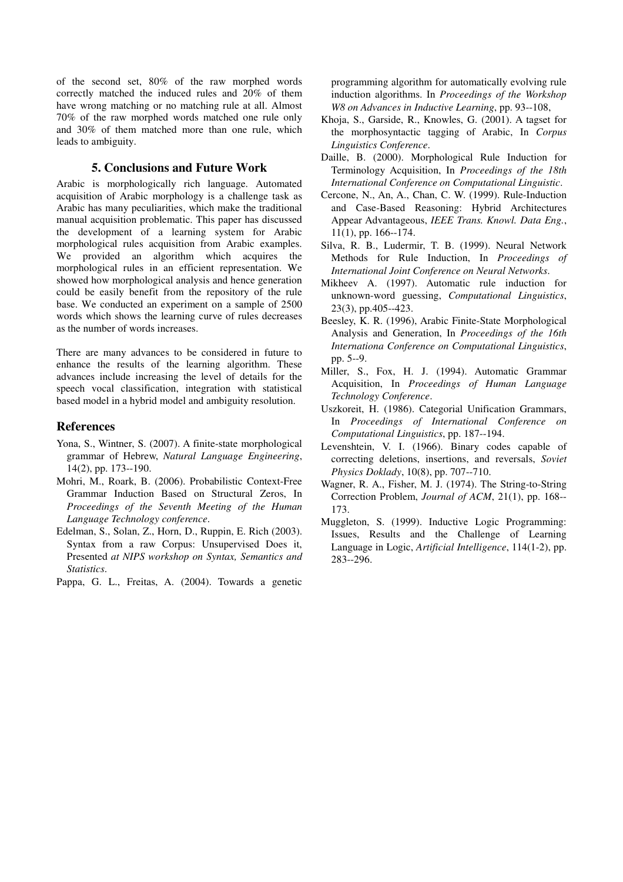of the second set, 80% of the raw morphed words correctly matched the induced rules and 20% of them have wrong matching or no matching rule at all. Almost 70% of the raw morphed words matched one rule only and 30% of them matched more than one rule, which leads to ambiguity.

## 5. Conclusions and Future Work

Arabic is morphologically rich language. Automated acquisition of Arabic morphology is a challenge task as Arabic has many peculiarities, which make the traditional manual acquisition problematic. This paper has discussed the development of a learning system for Arabic morphological rules acquisition from Arabic examples. We provided an algorithm which acquires the morphological rules in an efficient representation. We showed how morphological analysis and hence generation could be easily benefit from the repository of the rule base. We conducted an experiment on a sample of 2500 words which shows the learning curve of rules decreases as the number of words increases.

There are many advances to be considered in future to enhance the results of the learning algorithm. These advances include increasing the level of details for the speech vocal classification, integration with statistical based model in a hybrid model and ambiguity resolution.

## References

Yona, S., Wintner, S. (2007). A finite-state morphological grammar of Hebrew, *Natural Language Engineering*, 14(2), pp. 173--190.

Mohri, M., Roark, B. (2006). Probabilistic Context-Free Grammar Induction Based on Structural Zeros, In *Proceedings of the Seventh Meeting of the Human Language Technology conference*.

Edelman, S., Solan, Z., Horn, D., Ruppin, E. Rich (2003). Syntax from a raw Corpus: Unsupervised Does it, Presented *at NIPS workshop on Syntax, Semantics and Statistics*.

Pappa, G. L., Freitas, A. (2004). Towards a genetic programming algorithm for automatically evolving rule induction algorithms. In *Proceedings of the Workshop W8 on Advances in Inductive Learning*, pp. 93--108,

Khoja, S., Garside, R., Knowles, G. (2001). A tagset for the morphosyntactic tagging of Arabic, In *Corpus Linguistics Conference*.

Daille, B. (2000). Morphological Rule Induction for Terminology Acquisition, In *Proceedings of the 18th International Conference on Computational Linguistic*.

Cercone, N., An, A., Chan, C. W. (1999). Rule-Induction and Case-Based Reasoning: Hybrid Architectures Appear Advantageous, *IEEE Trans. Knowl. Data Eng.*, 11(1), pp. 166--174.

Silva, R. B., Ludermir, T. B. (1999). Neural Network Methods for Rule Induction, In *Proceedings of International Joint Conference on Neural Networks*.

Mikheev A. (1997). Automatic rule induction for unknown-word guessing, *Computational Linguistics*, 23(3), pp.405--423.

Beesley, K. R. (1996), Arabic Finite-State Morphological Analysis and Generation, In *Proceedings of the 16th Internationa Conference on Computational Linguistics*, pp. 5--9.

Miller, S., Fox, H. J. (1994). Automatic Grammar Acquisition, In *Proceedings of Human Language Technology Conference*.

Uszkoreit, H. (1986). Categorial Unification Grammars, In *Proceedings of International Conference on Computational Linguistics*, pp. 187--194.

Levenshtein, V. I. (1966). Binary codes capable of correcting deletions, insertions, and reversals, *Soviet Physics Doklady*, 10(8), pp. 707--710.

Wagner, R. A., Fisher, M. J. (1974). The String-to-String Correction Problem, *Journal of ACM*, 21(1), pp. 168--173.

Muggleton, S. (1999). Inductive Logic Programming: Issues, Results and the Challenge of Learning Language in Logic, *Artificial Intelligence*, 114(1-2), pp. 283--296.